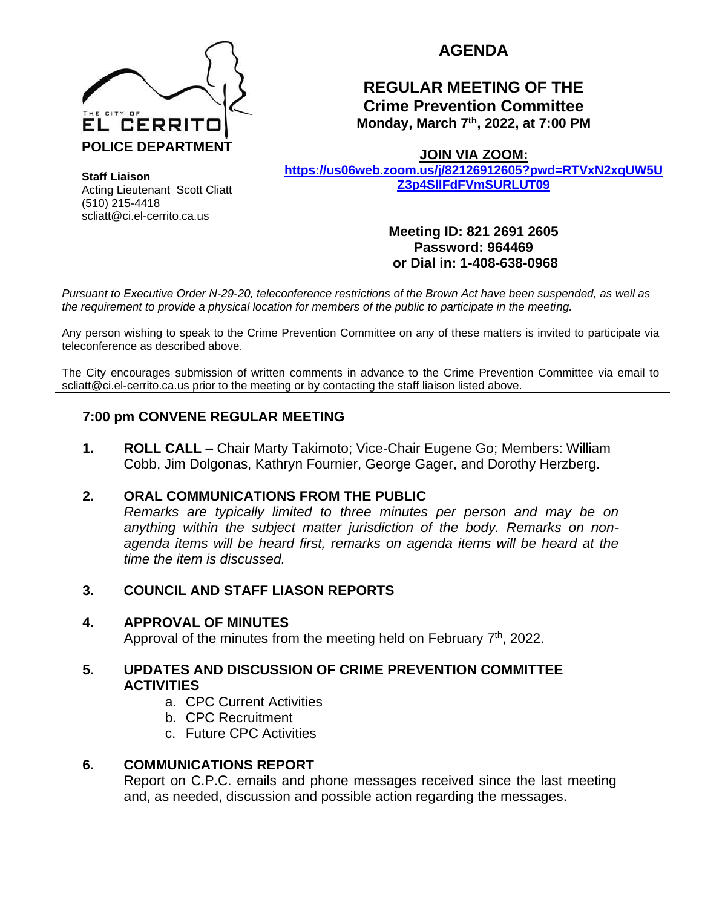THE CITY OF **EL CERRITO**
**POLICE DEPARTMENT**

**Staff Liaison**
Acting Lieutenant Scott Cliatt
(510) 215-4418
scliatt@ci.el-cerrito.ca.us

# AGENDA

## REGULAR MEETING OF THE Crime Prevention Committee

**Monday, March 7th, 2022, at 7:00 PM**

**JOIN VIA ZOOM:**
**https://us06web.zoom.us/j/82126912605?pwd=RTVxN2xqUW5UZ3p4SllFdFVmSURLUT09**

**Meeting ID: 821 2691 2605**
**Password: 964469**
**or Dial in: 1-408-638-0968**

*Pursuant to Executive Order N-29-20, teleconference restrictions of the Brown Act have been suspended, as well as the requirement to provide a physical location for members of the public to participate in the meeting.*

Any person wishing to speak to the Crime Prevention Committee on any of these matters is invited to participate via teleconference as described above.

The City encourages submission of written comments in advance to the Crime Prevention Committee via email to scliatt@ci.el-cerrito.ca.us prior to the meeting or by contacting the staff liaison listed above.

---

### 7:00 pm CONVENE REGULAR MEETING

1. **ROLL CALL –** Chair Marty Takimoto; Vice-Chair Eugene Go; Members: William Cobb, Jim Dolgonas, Kathryn Fournier, George Gager, and Dorothy Herzberg.

2. **ORAL COMMUNICATIONS FROM THE PUBLIC**
   *Remarks are typically limited to three minutes per person and may be on anything within the subject matter jurisdiction of the body. Remarks on non-agenda items will be heard first, remarks on agenda items will be heard at the time the item is discussed.*

3. **COUNCIL AND STAFF LIASON REPORTS**

4. **APPROVAL OF MINUTES**
   Approval of the minutes from the meeting held on February 7th, 2022.

5. **UPDATES AND DISCUSSION OF CRIME PREVENTION COMMITTEE ACTIVITIES**
   a. CPC Current Activities
   b. CPC Recruitment
   c. Future CPC Activities

6. **COMMUNICATIONS REPORT**
   Report on C.P.C. emails and phone messages received since the last meeting and, as needed, discussion and possible action regarding the messages.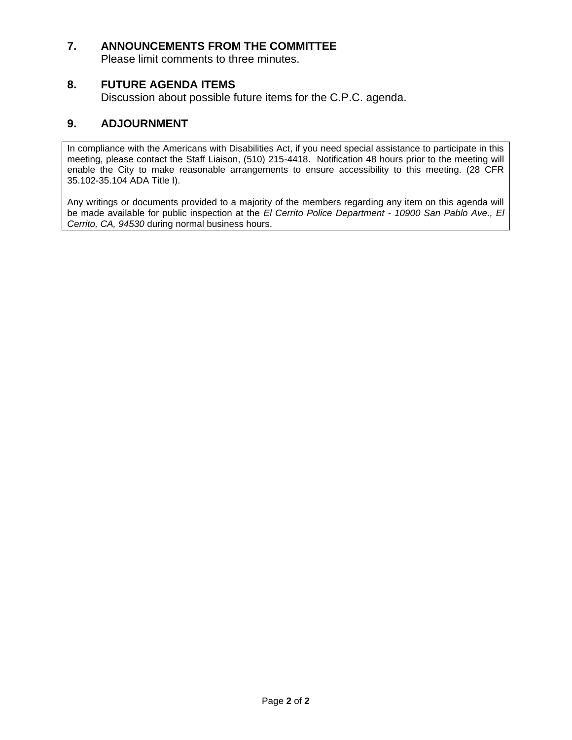## 7. ANNOUNCEMENTS FROM THE COMMITTEE

Please limit comments to three minutes.

## 8. FUTURE AGENDA ITEMS

Discussion about possible future items for the C.P.C. agenda.

## 9. ADJOURNMENT

In compliance with the Americans with Disabilities Act, if you need special assistance to participate in this meeting, please contact the Staff Liaison, (510) 215-4418. Notification 48 hours prior to the meeting will enable the City to make reasonable arrangements to ensure accessibility to this meeting. (28 CFR 35.102-35.104 ADA Title I).

Any writings or documents provided to a majority of the members regarding any item on this agenda will be made available for public inspection at the *El Cerrito Police Department - 10900 San Pablo Ave., El Cerrito, CA, 94530* during normal business hours.